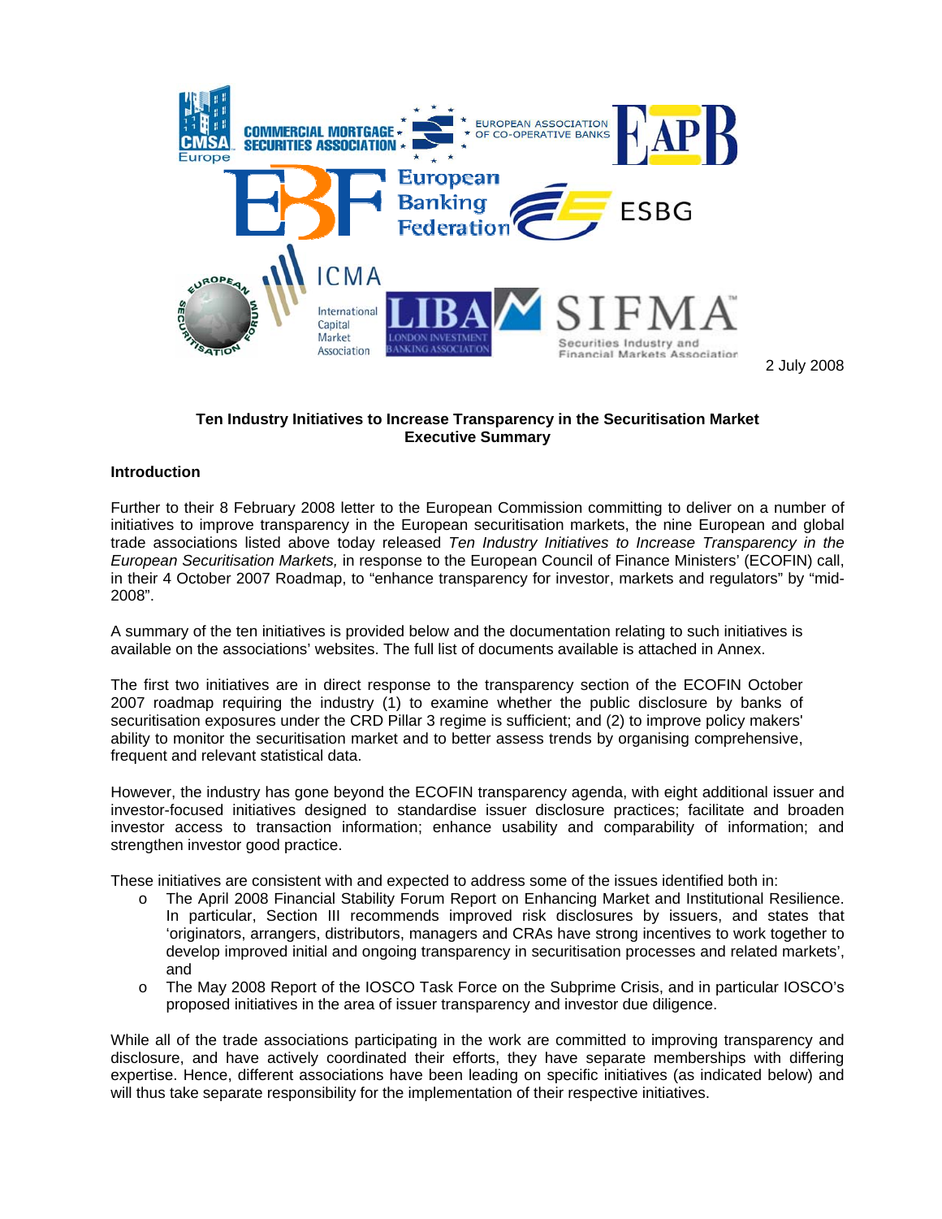2 July 2008

**Ten Industry Initiatives to Increase Transparency in the Securitisation Market**
**Executive Summary**

**Introduction**

Further to their 8 February 2008 letter to the European Commission committing to deliver on a number of initiatives to improve transparency in the European securitisation markets, the nine European and global trade associations listed above today released *Ten Industry Initiatives to Increase Transparency in the European Securitisation Markets,* in response to the European Council of Finance Ministers' (ECOFIN) call, in their 4 October 2007 Roadmap, to "enhance transparency for investor, markets and regulators" by "mid-2008".

A summary of the ten initiatives is provided below and the documentation relating to such initiatives is available on the associations' websites. The full list of documents available is attached in Annex.

The first two initiatives are in direct response to the transparency section of the ECOFIN October 2007 roadmap requiring the industry (1) to examine whether the public disclosure by banks of securitisation exposures under the CRD Pillar 3 regime is sufficient; and (2) to improve policy makers' ability to monitor the securitisation market and to better assess trends by organising comprehensive, frequent and relevant statistical data.

However, the industry has gone beyond the ECOFIN transparency agenda, with eight additional issuer and investor-focused initiatives designed to standardise issuer disclosure practices; facilitate and broaden investor access to transaction information; enhance usability and comparability of information; and strengthen investor good practice.

These initiatives are consistent with and expected to address some of the issues identified both in:

- The April 2008 Financial Stability Forum Report on Enhancing Market and Institutional Resilience. In particular, Section III recommends improved risk disclosures by issuers, and states that 'originators, arrangers, distributors, managers and CRAs have strong incentives to work together to develop improved initial and ongoing transparency in securitisation processes and related markets', and
- The May 2008 Report of the IOSCO Task Force on the Subprime Crisis, and in particular IOSCO's proposed initiatives in the area of issuer transparency and investor due diligence.

While all of the trade associations participating in the work are committed to improving transparency and disclosure, and have actively coordinated their efforts, they have separate memberships with differing expertise. Hence, different associations have been leading on specific initiatives (as indicated below) and will thus take separate responsibility for the implementation of their respective initiatives.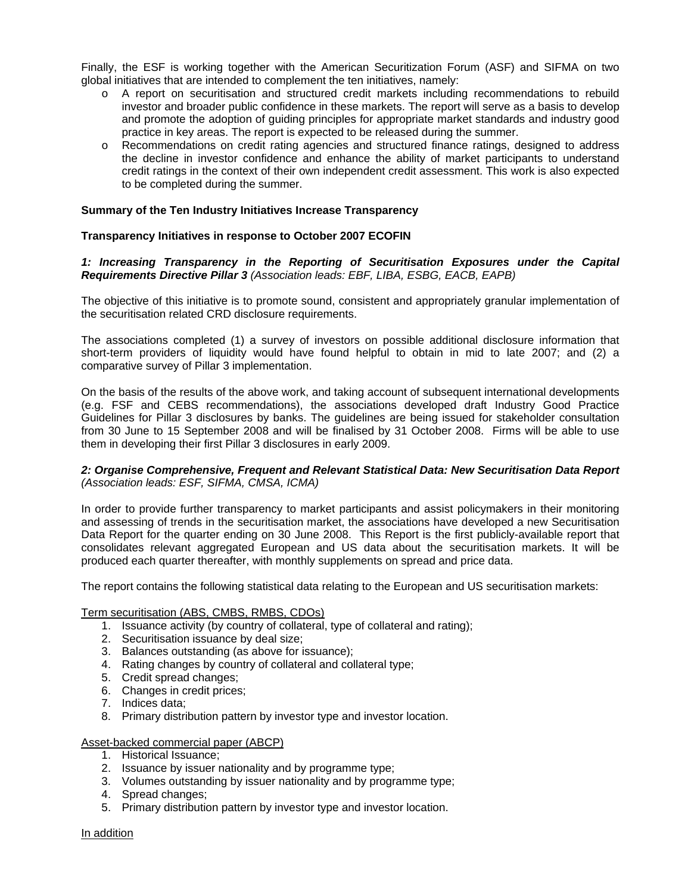Finally, the ESF is working together with the American Securitization Forum (ASF) and SIFMA on two global initiatives that are intended to complement the ten initiatives, namely:

- A report on securitisation and structured credit markets including recommendations to rebuild investor and broader public confidence in these markets. The report will serve as a basis to develop and promote the adoption of guiding principles for appropriate market standards and industry good practice in key areas. The report is expected to be released during the summer.
- Recommendations on credit rating agencies and structured finance ratings, designed to address the decline in investor confidence and enhance the ability of market participants to understand credit ratings in the context of their own independent credit assessment. This work is also expected to be completed during the summer.

**Summary of the Ten Industry Initiatives Increase Transparency**

**Transparency Initiatives in response to October 2007 ECOFIN**

***1: Increasing Transparency in the Reporting of Securitisation Exposures under the Capital Requirements Directive Pillar 3*** *(Association leads: EBF, LIBA, ESBG, EACB, EAPB)*

The objective of this initiative is to promote sound, consistent and appropriately granular implementation of the securitisation related CRD disclosure requirements.

The associations completed (1) a survey of investors on possible additional disclosure information that short-term providers of liquidity would have found helpful to obtain in mid to late 2007; and (2) a comparative survey of Pillar 3 implementation.

On the basis of the results of the above work, and taking account of subsequent international developments (e.g. FSF and CEBS recommendations), the associations developed draft Industry Good Practice Guidelines for Pillar 3 disclosures by banks. The guidelines are being issued for stakeholder consultation from 30 June to 15 September 2008 and will be finalised by 31 October 2008. Firms will be able to use them in developing their first Pillar 3 disclosures in early 2009.

***2: Organise Comprehensive, Frequent and Relevant Statistical Data: New Securitisation Data Report*** *(Association leads: ESF, SIFMA, CMSA, ICMA)*

In order to provide further transparency to market participants and assist policymakers in their monitoring and assessing of trends in the securitisation market, the associations have developed a new Securitisation Data Report for the quarter ending on 30 June 2008. This Report is the first publicly-available report that consolidates relevant aggregated European and US data about the securitisation markets. It will be produced each quarter thereafter, with monthly supplements on spread and price data.

The report contains the following statistical data relating to the European and US securitisation markets:

<u>Term securitisation (ABS, CMBS, RMBS, CDOs)</u>

1. Issuance activity (by country of collateral, type of collateral and rating);
2. Securitisation issuance by deal size;
3. Balances outstanding (as above for issuance);
4. Rating changes by country of collateral and collateral type;
5. Credit spread changes;
6. Changes in credit prices;
7. Indices data;
8. Primary distribution pattern by investor type and investor location.

<u>Asset-backed commercial paper (ABCP)</u>

1. Historical Issuance;
2. Issuance by issuer nationality and by programme type;
3. Volumes outstanding by issuer nationality and by programme type;
4. Spread changes;
5. Primary distribution pattern by investor type and investor location.

<u>In addition</u>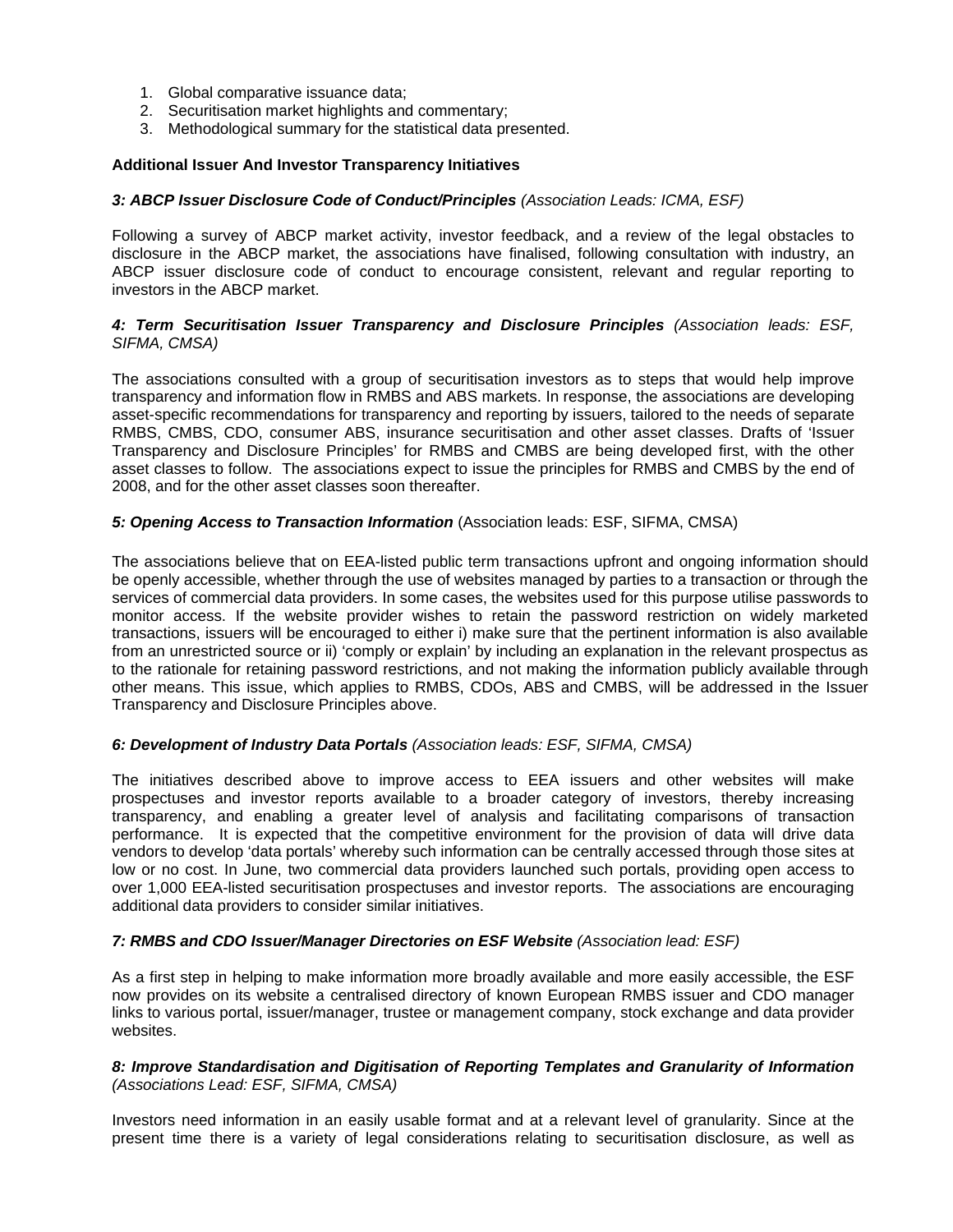1. Global comparative issuance data;
2. Securitisation market highlights and commentary;
3. Methodological summary for the statistical data presented.

**Additional Issuer And Investor Transparency Initiatives**

***3: ABCP Issuer Disclosure Code of Conduct/Principles*** *(Association Leads: ICMA, ESF)*

Following a survey of ABCP market activity, investor feedback, and a review of the legal obstacles to disclosure in the ABCP market, the associations have finalised, following consultation with industry, an ABCP issuer disclosure code of conduct to encourage consistent, relevant and regular reporting to investors in the ABCP market.

***4: Term Securitisation Issuer Transparency and Disclosure Principles*** *(Association leads: ESF, SIFMA, CMSA)*

The associations consulted with a group of securitisation investors as to steps that would help improve transparency and information flow in RMBS and ABS markets. In response, the associations are developing asset-specific recommendations for transparency and reporting by issuers, tailored to the needs of separate RMBS, CMBS, CDO, consumer ABS, insurance securitisation and other asset classes. Drafts of 'Issuer Transparency and Disclosure Principles' for RMBS and CMBS are being developed first, with the other asset classes to follow. The associations expect to issue the principles for RMBS and CMBS by the end of 2008, and for the other asset classes soon thereafter.

***5: Opening Access to Transaction Information*** (Association leads: ESF, SIFMA, CMSA)

The associations believe that on EEA-listed public term transactions upfront and ongoing information should be openly accessible, whether through the use of websites managed by parties to a transaction or through the services of commercial data providers. In some cases, the websites used for this purpose utilise passwords to monitor access. If the website provider wishes to retain the password restriction on widely marketed transactions, issuers will be encouraged to either i) make sure that the pertinent information is also available from an unrestricted source or ii) 'comply or explain' by including an explanation in the relevant prospectus as to the rationale for retaining password restrictions, and not making the information publicly available through other means. This issue, which applies to RMBS, CDOs, ABS and CMBS, will be addressed in the Issuer Transparency and Disclosure Principles above.

***6: Development of Industry Data Portals*** *(Association leads: ESF, SIFMA, CMSA)*

The initiatives described above to improve access to EEA issuers and other websites will make prospectuses and investor reports available to a broader category of investors, thereby increasing transparency, and enabling a greater level of analysis and facilitating comparisons of transaction performance. It is expected that the competitive environment for the provision of data will drive data vendors to develop 'data portals' whereby such information can be centrally accessed through those sites at low or no cost. In June, two commercial data providers launched such portals, providing open access to over 1,000 EEA-listed securitisation prospectuses and investor reports. The associations are encouraging additional data providers to consider similar initiatives.

***7: RMBS and CDO Issuer/Manager Directories on ESF Website*** *(Association lead: ESF)*

As a first step in helping to make information more broadly available and more easily accessible, the ESF now provides on its website a centralised directory of known European RMBS issuer and CDO manager links to various portal, issuer/manager, trustee or management company, stock exchange and data provider websites.

***8: Improve Standardisation and Digitisation of Reporting Templates and Granularity of Information*** *(Associations Lead: ESF, SIFMA, CMSA)*

Investors need information in an easily usable format and at a relevant level of granularity. Since at the present time there is a variety of legal considerations relating to securitisation disclosure, as well as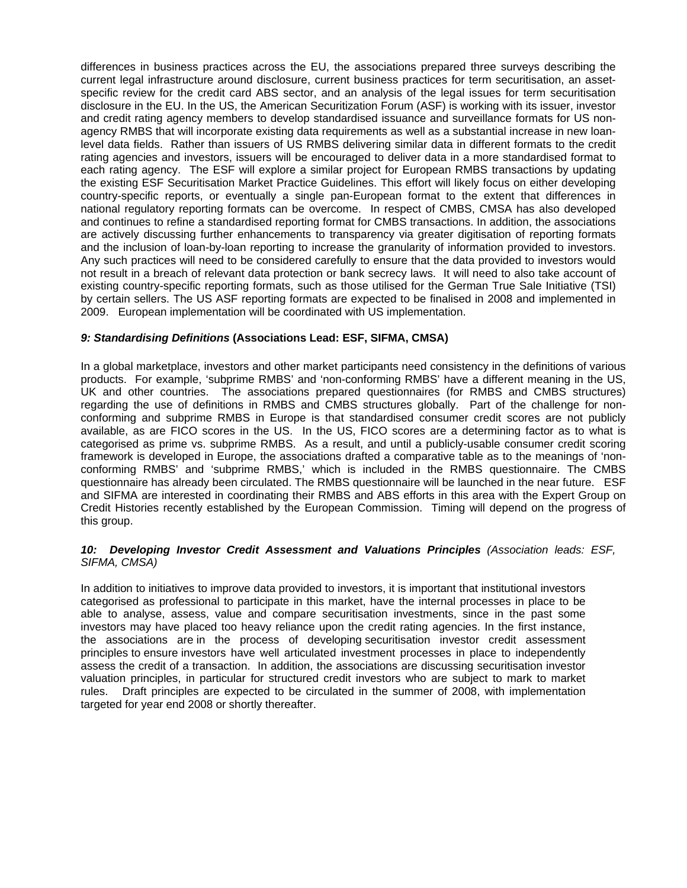differences in business practices across the EU, the associations prepared three surveys describing the current legal infrastructure around disclosure, current business practices for term securitisation, an asset-specific review for the credit card ABS sector, and an analysis of the legal issues for term securitisation disclosure in the EU. In the US, the American Securitization Forum (ASF) is working with its issuer, investor and credit rating agency members to develop standardised issuance and surveillance formats for US non-agency RMBS that will incorporate existing data requirements as well as a substantial increase in new loan-level data fields. Rather than issuers of US RMBS delivering similar data in different formats to the credit rating agencies and investors, issuers will be encouraged to deliver data in a more standardised format to each rating agency. The ESF will explore a similar project for European RMBS transactions by updating the existing ESF Securitisation Market Practice Guidelines. This effort will likely focus on either developing country-specific reports, or eventually a single pan-European format to the extent that differences in national regulatory reporting formats can be overcome. In respect of CMBS, CMSA has also developed and continues to refine a standardised reporting format for CMBS transactions. In addition, the associations are actively discussing further enhancements to transparency via greater digitisation of reporting formats and the inclusion of loan-by-loan reporting to increase the granularity of information provided to investors. Any such practices will need to be considered carefully to ensure that the data provided to investors would not result in a breach of relevant data protection or bank secrecy laws. It will need to also take account of existing country-specific reporting formats, such as those utilised for the German True Sale Initiative (TSI) by certain sellers. The US ASF reporting formats are expected to be finalised in 2008 and implemented in 2009. European implementation will be coordinated with US implementation.

***9: Standardising Definitions*** **(Associations Lead: ESF, SIFMA, CMSA)**

In a global marketplace, investors and other market participants need consistency in the definitions of various products. For example, 'subprime RMBS' and 'non-conforming RMBS' have a different meaning in the US, UK and other countries. The associations prepared questionnaires (for RMBS and CMBS structures) regarding the use of definitions in RMBS and CMBS structures globally. Part of the challenge for non-conforming and subprime RMBS in Europe is that standardised consumer credit scores are not publicly available, as are FICO scores in the US. In the US, FICO scores are a determining factor as to what is categorised as prime vs. subprime RMBS. As a result, and until a publicly-usable consumer credit scoring framework is developed in Europe, the associations drafted a comparative table as to the meanings of 'non-conforming RMBS' and 'subprime RMBS,' which is included in the RMBS questionnaire. The CMBS questionnaire has already been circulated. The RMBS questionnaire will be launched in the near future. ESF and SIFMA are interested in coordinating their RMBS and ABS efforts in this area with the Expert Group on Credit Histories recently established by the European Commission. Timing will depend on the progress of this group.

***10: Developing Investor Credit Assessment and Valuations Principles*** *(Association leads: ESF, SIFMA, CMSA)*

In addition to initiatives to improve data provided to investors, it is important that institutional investors categorised as professional to participate in this market, have the internal processes in place to be able to analyse, assess, value and compare securitisation investments, since in the past some investors may have placed too heavy reliance upon the credit rating agencies. In the first instance, the associations are in the process of developing securitisation investor credit assessment principles to ensure investors have well articulated investment processes in place to independently assess the credit of a transaction. In addition, the associations are discussing securitisation investor valuation principles, in particular for structured credit investors who are subject to mark to market rules. Draft principles are expected to be circulated in the summer of 2008, with implementation targeted for year end 2008 or shortly thereafter.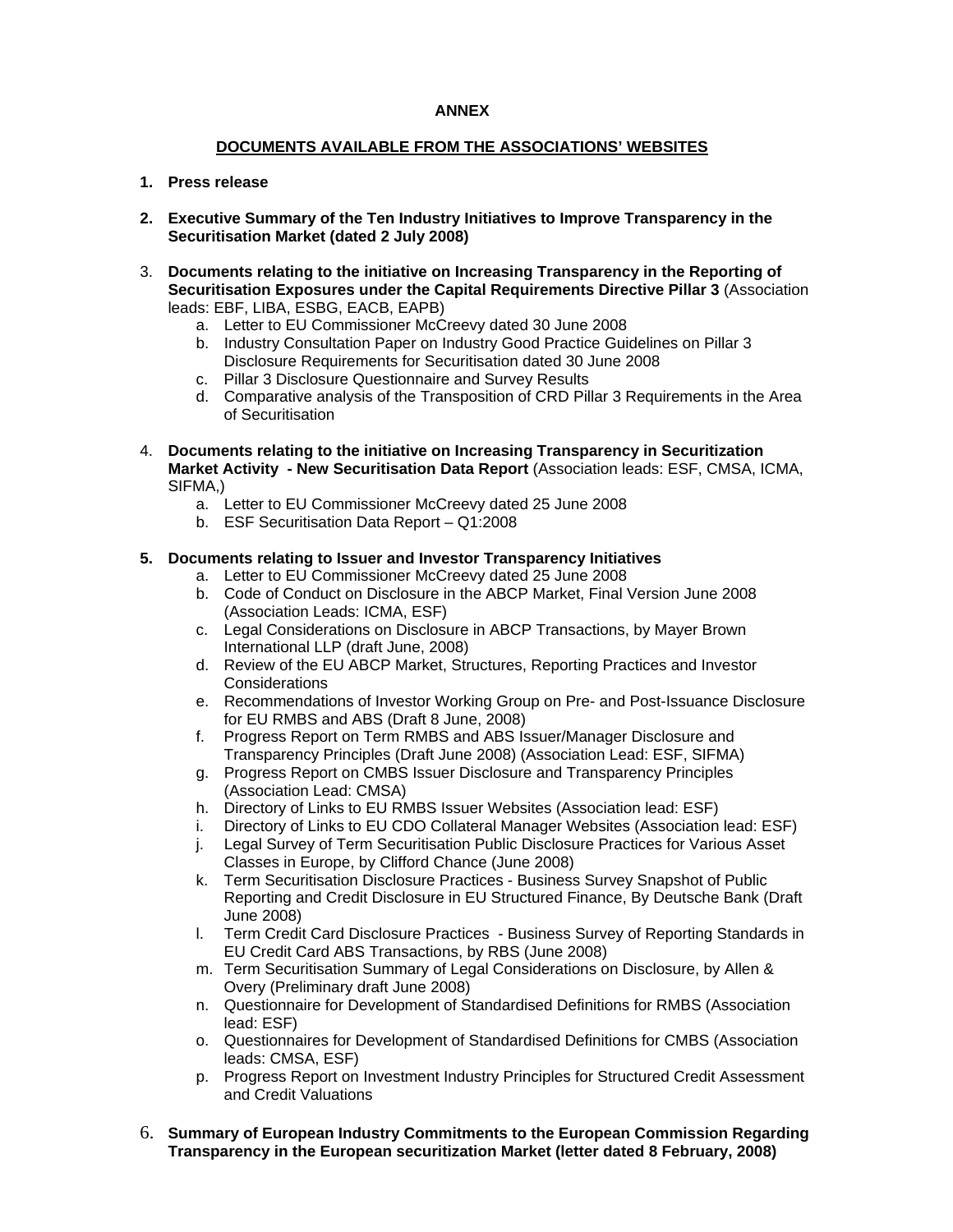**ANNEX**

**DOCUMENTS AVAILABLE FROM THE ASSOCIATIONS' WEBSITES**

1. **Press release**

2. **Executive Summary of the Ten Industry Initiatives to Improve Transparency in the Securitisation Market (dated 2 July 2008)**

3. **Documents relating to the initiative on Increasing Transparency in the Reporting of Securitisation Exposures under the Capital Requirements Directive Pillar 3** (Association leads: EBF, LIBA, ESBG, EACB, EAPB)
   a. Letter to EU Commissioner McCreevy dated 30 June 2008
   b. Industry Consultation Paper on Industry Good Practice Guidelines on Pillar 3 Disclosure Requirements for Securitisation dated 30 June 2008
   c. Pillar 3 Disclosure Questionnaire and Survey Results
   d. Comparative analysis of the Transposition of CRD Pillar 3 Requirements in the Area of Securitisation

4. **Documents relating to the initiative on Increasing Transparency in Securitization Market Activity - New Securitisation Data Report** (Association leads: ESF, CMSA, ICMA, SIFMA,)
   a. Letter to EU Commissioner McCreevy dated 25 June 2008
   b. ESF Securitisation Data Report – Q1:2008

5. **Documents relating to Issuer and Investor Transparency Initiatives**
   a. Letter to EU Commissioner McCreevy dated 25 June 2008
   b. Code of Conduct on Disclosure in the ABCP Market, Final Version June 2008 (Association Leads: ICMA, ESF)
   c. Legal Considerations on Disclosure in ABCP Transactions, by Mayer Brown International LLP (draft June, 2008)
   d. Review of the EU ABCP Market, Structures, Reporting Practices and Investor Considerations
   e. Recommendations of Investor Working Group on Pre- and Post-Issuance Disclosure for EU RMBS and ABS (Draft 8 June, 2008)
   f. Progress Report on Term RMBS and ABS Issuer/Manager Disclosure and Transparency Principles (Draft June 2008) (Association Lead: ESF, SIFMA)
   g. Progress Report on CMBS Issuer Disclosure and Transparency Principles (Association Lead: CMSA)
   h. Directory of Links to EU RMBS Issuer Websites (Association lead: ESF)
   i. Directory of Links to EU CDO Collateral Manager Websites (Association lead: ESF)
   j. Legal Survey of Term Securitisation Public Disclosure Practices for Various Asset Classes in Europe, by Clifford Chance (June 2008)
   k. Term Securitisation Disclosure Practices - Business Survey Snapshot of Public Reporting and Credit Disclosure in EU Structured Finance, By Deutsche Bank (Draft June 2008)
   l. Term Credit Card Disclosure Practices - Business Survey of Reporting Standards in EU Credit Card ABS Transactions, by RBS (June 2008)
   m. Term Securitisation Summary of Legal Considerations on Disclosure, by Allen & Overy (Preliminary draft June 2008)
   n. Questionnaire for Development of Standardised Definitions for RMBS (Association lead: ESF)
   o. Questionnaires for Development of Standardised Definitions for CMBS (Association leads: CMSA, ESF)
   p. Progress Report on Investment Industry Principles for Structured Credit Assessment and Credit Valuations

6. **Summary of European Industry Commitments to the European Commission Regarding Transparency in the European securitization Market (letter dated 8 February, 2008)**